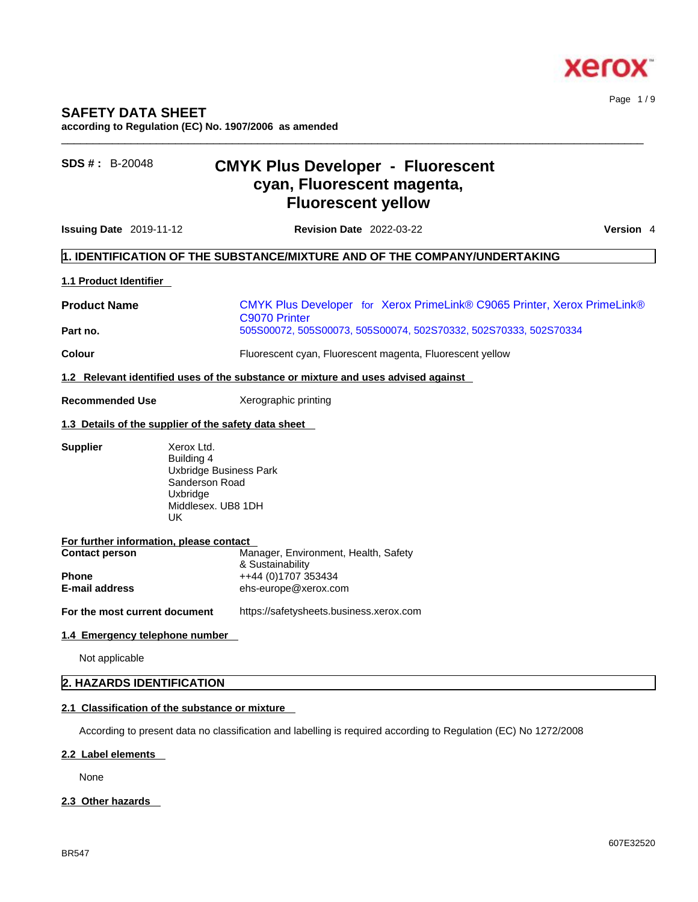# SAFETY DATA SHEET

**according to Regulation (EC) No. 1907/2006 as amended**

**SDS # :** B-20048

## CMYK Plus Developer - Fluorescent cyan, Fluorescent magenta, Fluorescent yellow

**Issuing Date** 2019-11-12 **Revision Date** 2022-03-22 **Version** 4

## 1. IDENTIFICATION OF THE SUBSTANCE/MIXTURE AND OF THE COMPANY/UNDERTAKING

### 1.1 Product Identifier

| | |
|---|---|
| **Product Name** | CMYK Plus Developer for Xerox PrimeLink® C9065 Printer, Xerox PrimeLink® C9070 Printer |
| **Part no.** | 505S00072, 505S00073, 505S00074, 502S70332, 502S70333, 502S70334 |
| **Colour** | Fluorescent cyan, Fluorescent magenta, Fluorescent yellow |

### 1.2 Relevant identified uses of the substance or mixture and uses advised against

**Recommended Use** Xerographic printing

### 1.3 Details of the supplier of the safety data sheet

**Supplier**
Xerox Ltd.
Building 4
Uxbridge Business Park
Sanderson Road
Uxbridge
Middlesex. UB8 1DH
UK

**For further information, please contact**

| | |
|---|---|
| **Contact person** | Manager, Environment, Health, Safety & Sustainability |
| **Phone** | ++44 (0)1707 353434 |
| **E-mail address** | ehs-europe@xerox.com |
| **For the most current document** | https://safetysheets.business.xerox.com |

### 1.4 Emergency telephone number

Not applicable

## 2. HAZARDS IDENTIFICATION

### 2.1 Classification of the substance or mixture

According to present data no classification and labelling is required according to Regulation (EC) No 1272/2008

### 2.2 Label elements

None

### 2.3 Other hazards

BR547

607E32520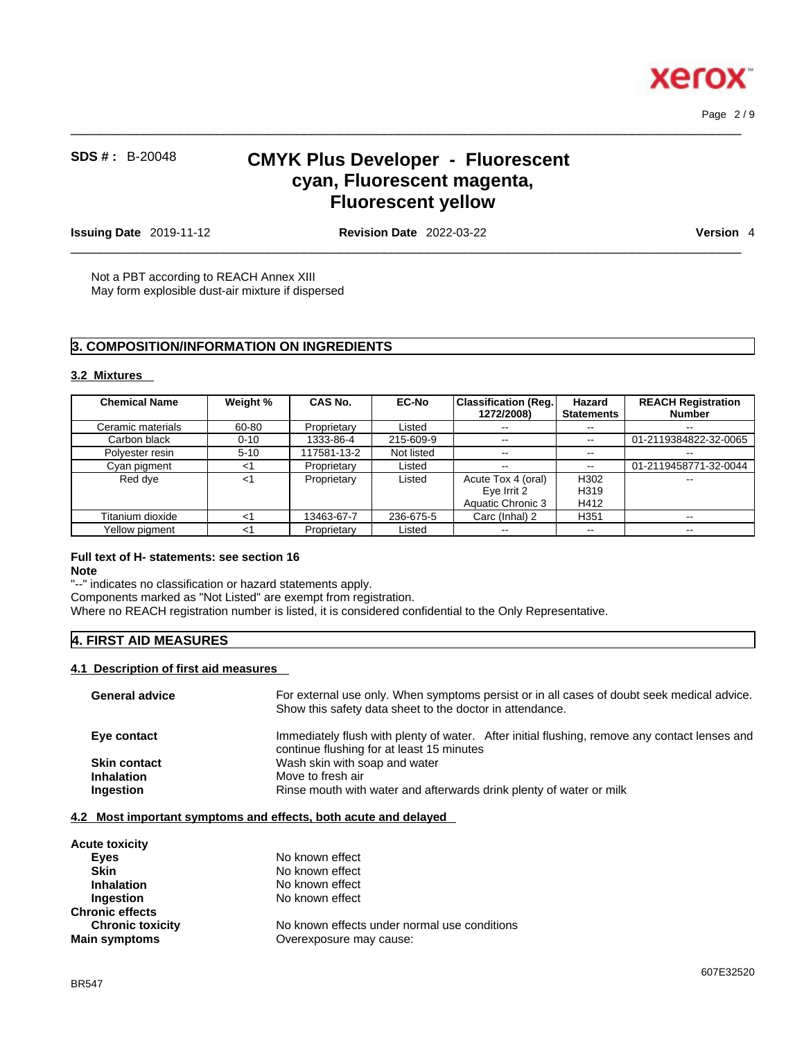Not a PBT according to REACH Annex XIII
May form explosible dust-air mixture if dispersed

## 3. COMPOSITION/INFORMATION ON INGREDIENTS

### 3.2 Mixtures

| Chemical Name | Weight % | CAS No. | EC-No | Classification (Reg. 1272/2008) | Hazard Statements | REACH Registration Number |
|---|---|---|---|---|---|---|
| Ceramic materials | 60-80 | Proprietary | Listed | -- | -- | -- |
| Carbon black | 0-10 | 1333-86-4 | 215-609-9 | -- | -- | 01-2119384822-32-0065 |
| Polyester resin | 5-10 | 117581-13-2 | Not listed | -- | -- | -- |
| Cyan pigment | <1 | Proprietary | Listed | -- | -- | 01-2119458771-32-0044 |
| Red dye | <1 | Proprietary | Listed | Acute Tox 4 (oral)<br>Eye Irrit 2<br>Aquatic Chronic 3 | H302<br>H319<br>H412 | -- |
| Titanium dioxide | <1 | 13463-67-7 | 236-675-5 | Carc (Inhal) 2 | H351 | -- |
| Yellow pigment | <1 | Proprietary | Listed | -- | -- | -- |

**Full text of H- statements: see section 16**

**Note**

"--" indicates no classification or hazard statements apply.
Components marked as "Not Listed" are exempt from registration.
Where no REACH registration number is listed, it is considered confidential to the Only Representative.

## 4. FIRST AID MEASURES

### 4.1 Description of first aid measures

**General advice** For external use only. When symptoms persist or in all cases of doubt seek medical advice. Show this safety data sheet to the doctor in attendance.

**Eye contact** Immediately flush with plenty of water. After initial flushing, remove any contact lenses and continue flushing for at least 15 minutes

**Skin contact** Wash skin with soap and water

**Inhalation** Move to fresh air

**Ingestion** Rinse mouth with water and afterwards drink plenty of water or milk

### 4.2 Most important symptoms and effects, both acute and delayed

**Acute toxicity**

**Eyes** No known effect
**Skin** No known effect
**Inhalation** No known effect
**Ingestion** No known effect

**Chronic effects**

**Chronic toxicity** No known effects under normal use conditions

**Main symptoms** Overexposure may cause: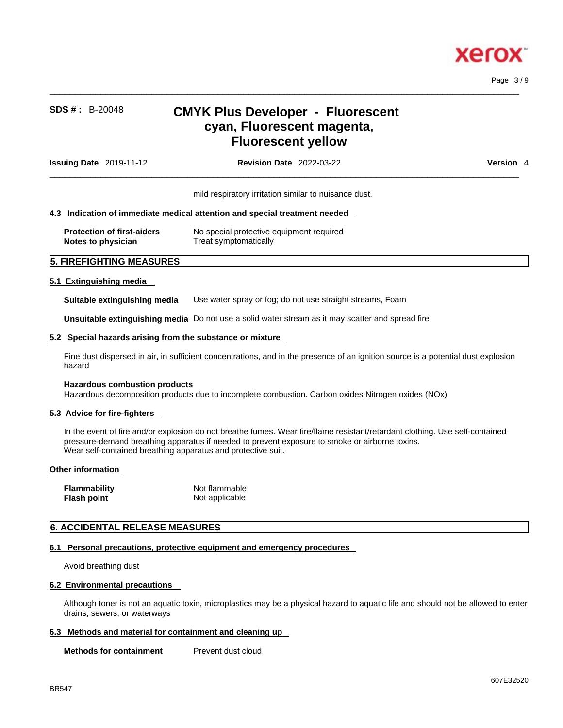mild respiratory irritation similar to nuisance dust.

### 4.3 Indication of immediate medical attention and special treatment needed

| | |
|---|---|
| **Protection of first-aiders** | No special protective equipment required |
| **Notes to physician** | Treat symptomatically |

## 5. FIREFIGHTING MEASURES

### 5.1 Extinguishing media

**Suitable extinguishing media** Use water spray or fog; do not use straight streams, Foam

**Unsuitable extinguishing media** Do not use a solid water stream as it may scatter and spread fire

### 5.2 Special hazards arising from the substance or mixture

Fine dust dispersed in air, in sufficient concentrations, and in the presence of an ignition source is a potential dust explosion hazard

**Hazardous combustion products**
Hazardous decomposition products due to incomplete combustion. Carbon oxides Nitrogen oxides (NOx)

### 5.3 Advice for fire-fighters

In the event of fire and/or explosion do not breathe fumes. Wear fire/flame resistant/retardant clothing. Use self-contained pressure-demand breathing apparatus if needed to prevent exposure to smoke or airborne toxins.
Wear self-contained breathing apparatus and protective suit.

### Other information

| | |
|---|---|
| **Flammability** | Not flammable |
| **Flash point** | Not applicable |

## 6. ACCIDENTAL RELEASE MEASURES

### 6.1 Personal precautions, protective equipment and emergency procedures

Avoid breathing dust

### 6.2 Environmental precautions

Although toner is not an aquatic toxin, microplastics may be a physical hazard to aquatic life and should not be allowed to enter drains, sewers, or waterways

### 6.3 Methods and material for containment and cleaning up

**Methods for containment** Prevent dust cloud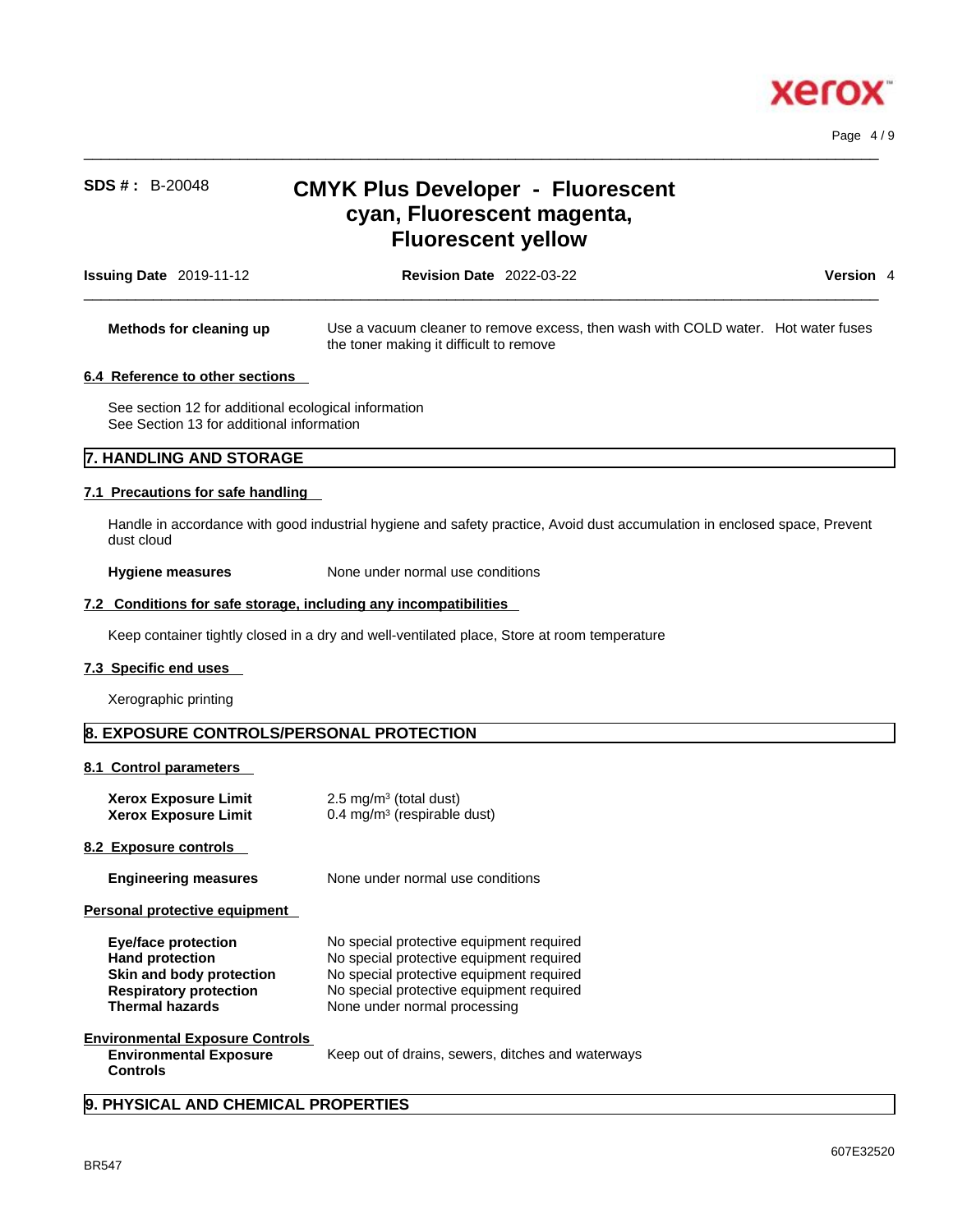**Methods for cleaning up** Use a vacuum cleaner to remove excess, then wash with COLD water. Hot water fuses the toner making it difficult to remove

### 6.4 Reference to other sections

See section 12 for additional ecological information
See Section 13 for additional information

## 7. HANDLING AND STORAGE

### 7.1 Precautions for safe handling

Handle in accordance with good industrial hygiene and safety practice, Avoid dust accumulation in enclosed space, Prevent dust cloud

**Hygiene measures** None under normal use conditions

### 7.2 Conditions for safe storage, including any incompatibilities

Keep container tightly closed in a dry and well-ventilated place, Store at room temperature

### 7.3 Specific end uses

Xerographic printing

## 8. EXPOSURE CONTROLS/PERSONAL PROTECTION

### 8.1 Control parameters

**Xerox Exposure Limit** 2.5 mg/m³ (total dust)
**Xerox Exposure Limit** 0.4 mg/m³ (respirable dust)

### 8.2 Exposure controls

**Engineering measures** None under normal use conditions

**Personal protective equipment**

**Eye/face protection** No special protective equipment required
**Hand protection** No special protective equipment required
**Skin and body protection** No special protective equipment required
**Respiratory protection** No special protective equipment required
**Thermal hazards** None under normal processing

**Environmental Exposure Controls**
**Environmental Exposure Controls** Keep out of drains, sewers, ditches and waterways

## 9. PHYSICAL AND CHEMICAL PROPERTIES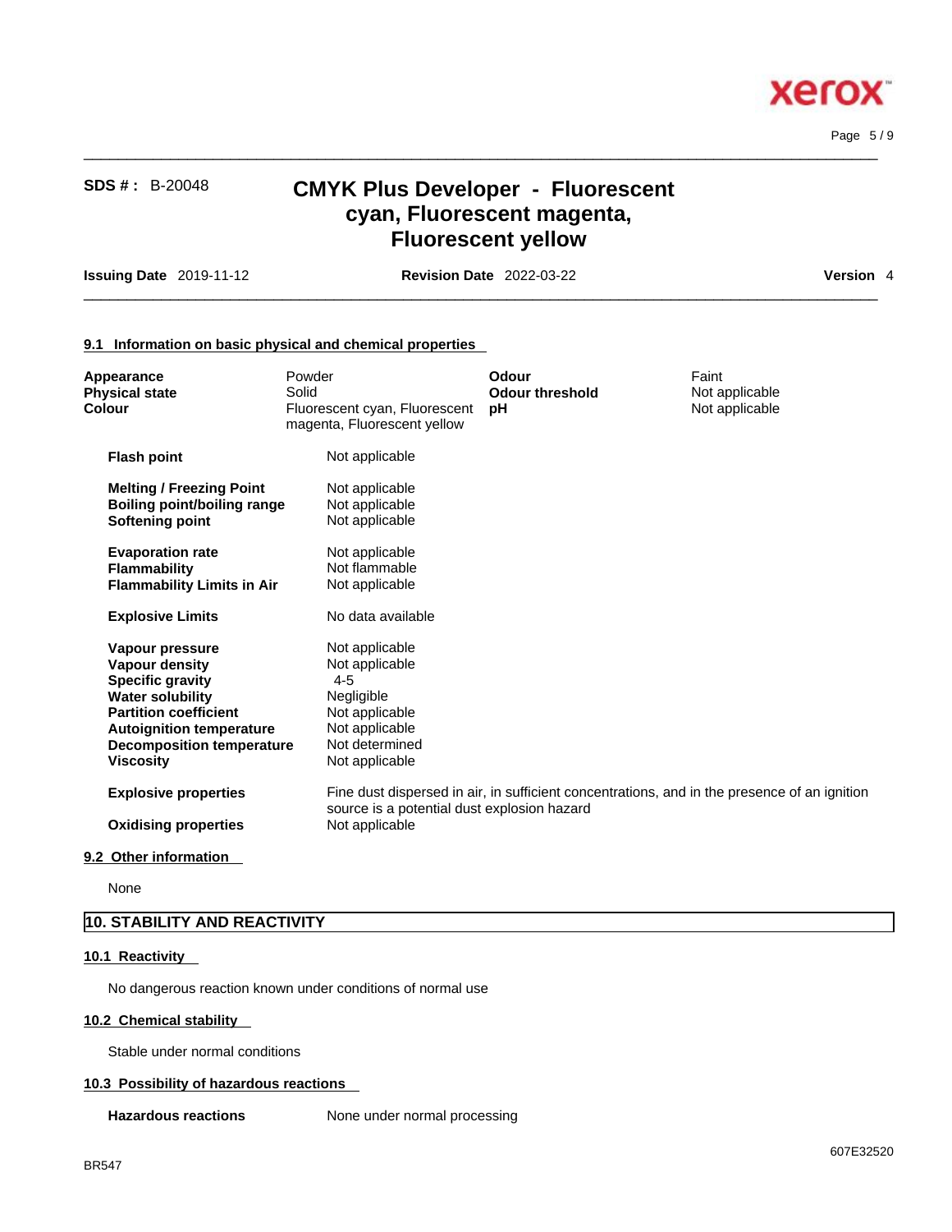### 9.1 Information on basic physical and chemical properties

| | | | |
|---|---|---|---|
| **Appearance** | Powder | **Odour** | Faint |
| **Physical state** | Solid | **Odour threshold** | Not applicable |
| **Colour** | Fluorescent cyan, Fluorescent magenta, Fluorescent yellow | **pH** | Not applicable |

| | |
|---|---|
| **Flash point** | Not applicable |
| **Melting / Freezing Point** | Not applicable |
| **Boiling point/boiling range** | Not applicable |
| **Softening point** | Not applicable |
| **Evaporation rate** | Not applicable |
| **Flammability** | Not flammable |
| **Flammability Limits in Air** | Not applicable |
| **Explosive Limits** | No data available |
| **Vapour pressure** | Not applicable |
| **Vapour density** | Not applicable |
| **Specific gravity** | 4-5 |
| **Water solubility** | Negligible |
| **Partition coefficient** | Not applicable |
| **Autoignition temperature** | Not applicable |
| **Decomposition temperature** | Not determined |
| **Viscosity** | Not applicable |
| **Explosive properties** | Fine dust dispersed in air, in sufficient concentrations, and in the presence of an ignition source is a potential dust explosion hazard |
| **Oxidising properties** | Not applicable |

### 9.2 Other information

None

## 10. STABILITY AND REACTIVITY

### 10.1 Reactivity

No dangerous reaction known under conditions of normal use

### 10.2 Chemical stability

Stable under normal conditions

### 10.3 Possibility of hazardous reactions

**Hazardous reactions** None under normal processing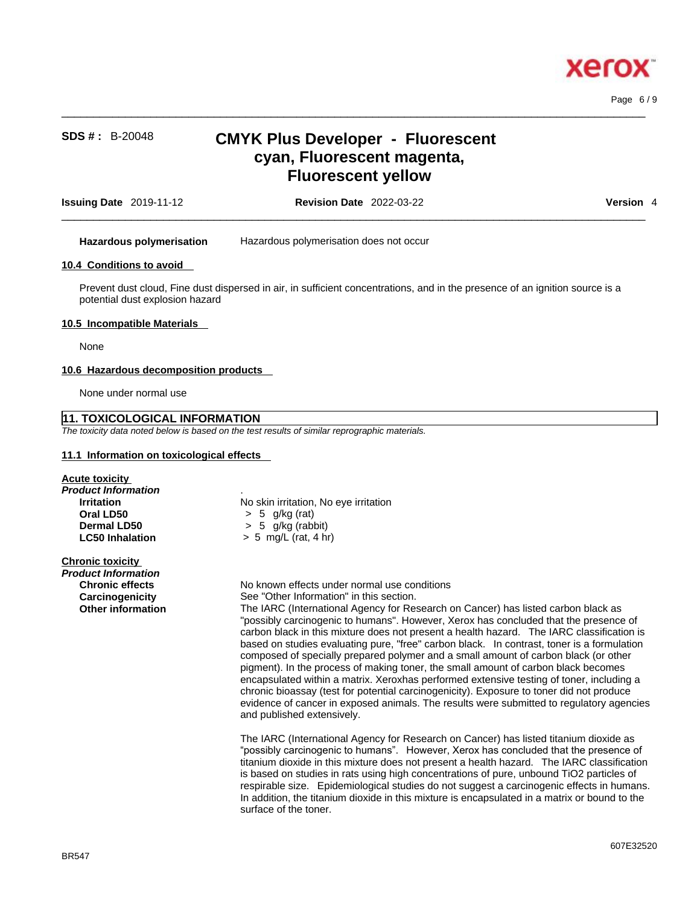**Hazardous polymerisation** Hazardous polymerisation does not occur

### 10.4 Conditions to avoid

Prevent dust cloud, Fine dust dispersed in air, in sufficient concentrations, and in the presence of an ignition source is a potential dust explosion hazard

### 10.5 Incompatible Materials

None

### 10.6 Hazardous decomposition products

None under normal use

## 11. TOXICOLOGICAL INFORMATION

*The toxicity data noted below is based on the test results of similar reprographic materials.*

### 11.1 Information on toxicological effects

**Acute toxicity**

***Product Information*** .

| | |
|---|---|
| **Irritation** | No skin irritation, No eye irritation |
| **Oral LD50** | > 5 g/kg (rat) |
| **Dermal LD50** | > 5 g/kg (rabbit) |
| **LC50 Inhalation** | > 5 mg/L (rat, 4 hr) |

**Chronic toxicity**

***Product Information***

**Chronic effects** No known effects under normal use conditions

**Carcinogenicity** See "Other Information" in this section.

**Other information** The IARC (International Agency for Research on Cancer) has listed carbon black as "possibly carcinogenic to humans". However, Xerox has concluded that the presence of carbon black in this mixture does not present a health hazard. The IARC classification is based on studies evaluating pure, "free" carbon black. In contrast, toner is a formulation composed of specially prepared polymer and a small amount of carbon black (or other pigment). In the process of making toner, the small amount of carbon black becomes encapsulated within a matrix. Xeroxhas performed extensive testing of toner, including a chronic bioassay (test for potential carcinogenicity). Exposure to toner did not produce evidence of cancer in exposed animals. The results were submitted to regulatory agencies and published extensively.

The IARC (International Agency for Research on Cancer) has listed titanium dioxide as “possibly carcinogenic to humans”. However, Xerox has concluded that the presence of titanium dioxide in this mixture does not present a health hazard. The IARC classification is based on studies in rats using high concentrations of pure, unbound $TiO_2$ particles of respirable size. Epidemiological studies do not suggest a carcinogenic effects in humans. In addition, the titanium dioxide in this mixture is encapsulated in a matrix or bound to the surface of the toner.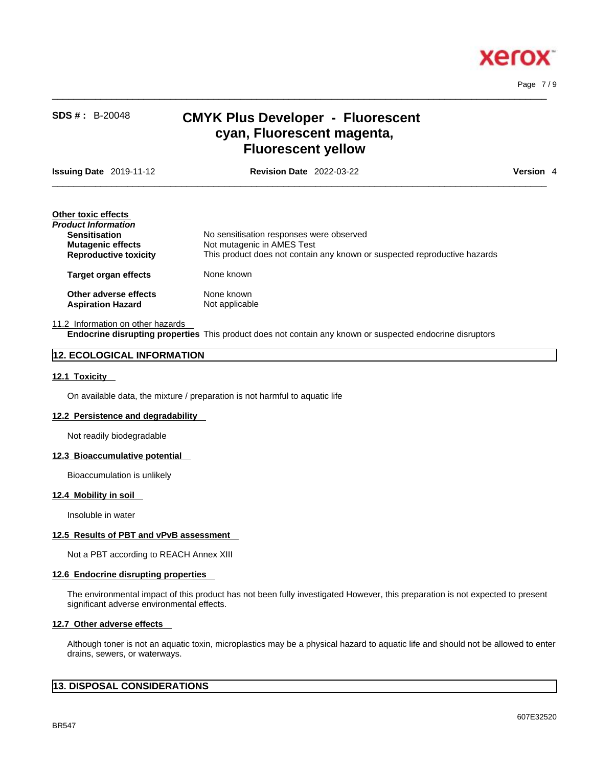**Other toxic effects**

***Product Information***

| | |
|---|---|
| **Sensitisation** | No sensitisation responses were observed |
| **Mutagenic effects** | Not mutagenic in AMES Test |
| **Reproductive toxicity** | This product does not contain any known or suspected reproductive hazards |
| **Target organ effects** | None known |
| **Other adverse effects** | None known |
| **Aspiration Hazard** | Not applicable |

11.2 Information on other hazards

**Endocrine disrupting properties** This product does not contain any known or suspected endocrine disruptors

## 12. ECOLOGICAL INFORMATION

### 12.1 Toxicity

On available data, the mixture / preparation is not harmful to aquatic life

### 12.2 Persistence and degradability

Not readily biodegradable

### 12.3 Bioaccumulative potential

Bioaccumulation is unlikely

### 12.4 Mobility in soil

Insoluble in water

### 12.5 Results of PBT and vPvB assessment

Not a PBT according to REACH Annex XIII

### 12.6 Endocrine disrupting properties

The environmental impact of this product has not been fully investigated However, this preparation is not expected to present significant adverse environmental effects.

### 12.7 Other adverse effects

Although toner is not an aquatic toxin, microplastics may be a physical hazard to aquatic life and should not be allowed to enter drains, sewers, or waterways.

## 13. DISPOSAL CONSIDERATIONS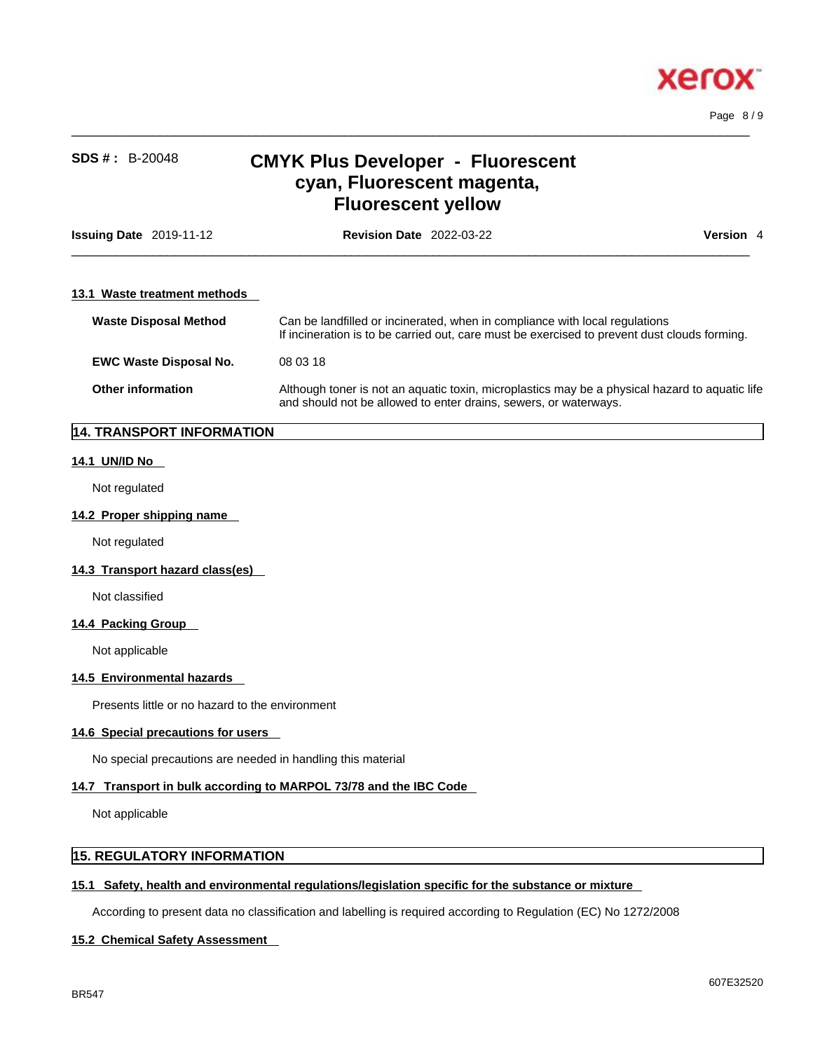### 13.1 Waste treatment methods

| | |
|---|---|
| **Waste Disposal Method** | Can be landfilled or incinerated, when in compliance with local regulations<br>If incineration is to be carried out, care must be exercised to prevent dust clouds forming. |
| **EWC Waste Disposal No.** | 08 03 18 |
| **Other information** | Although toner is not an aquatic toxin, microplastics may be a physical hazard to aquatic life and should not be allowed to enter drains, sewers, or waterways. |

## 14. TRANSPORT INFORMATION

### 14.1 UN/ID No

Not regulated

### 14.2 Proper shipping name

Not regulated

### 14.3 Transport hazard class(es)

Not classified

### 14.4 Packing Group

Not applicable

### 14.5 Environmental hazards

Presents little or no hazard to the environment

### 14.6 Special precautions for users

No special precautions are needed in handling this material

### 14.7 Transport in bulk according to MARPOL 73/78 and the IBC Code

Not applicable

## 15. REGULATORY INFORMATION

### 15.1 Safety, health and environmental regulations/legislation specific for the substance or mixture

According to present data no classification and labelling is required according to Regulation (EC) No 1272/2008

### 15.2 Chemical Safety Assessment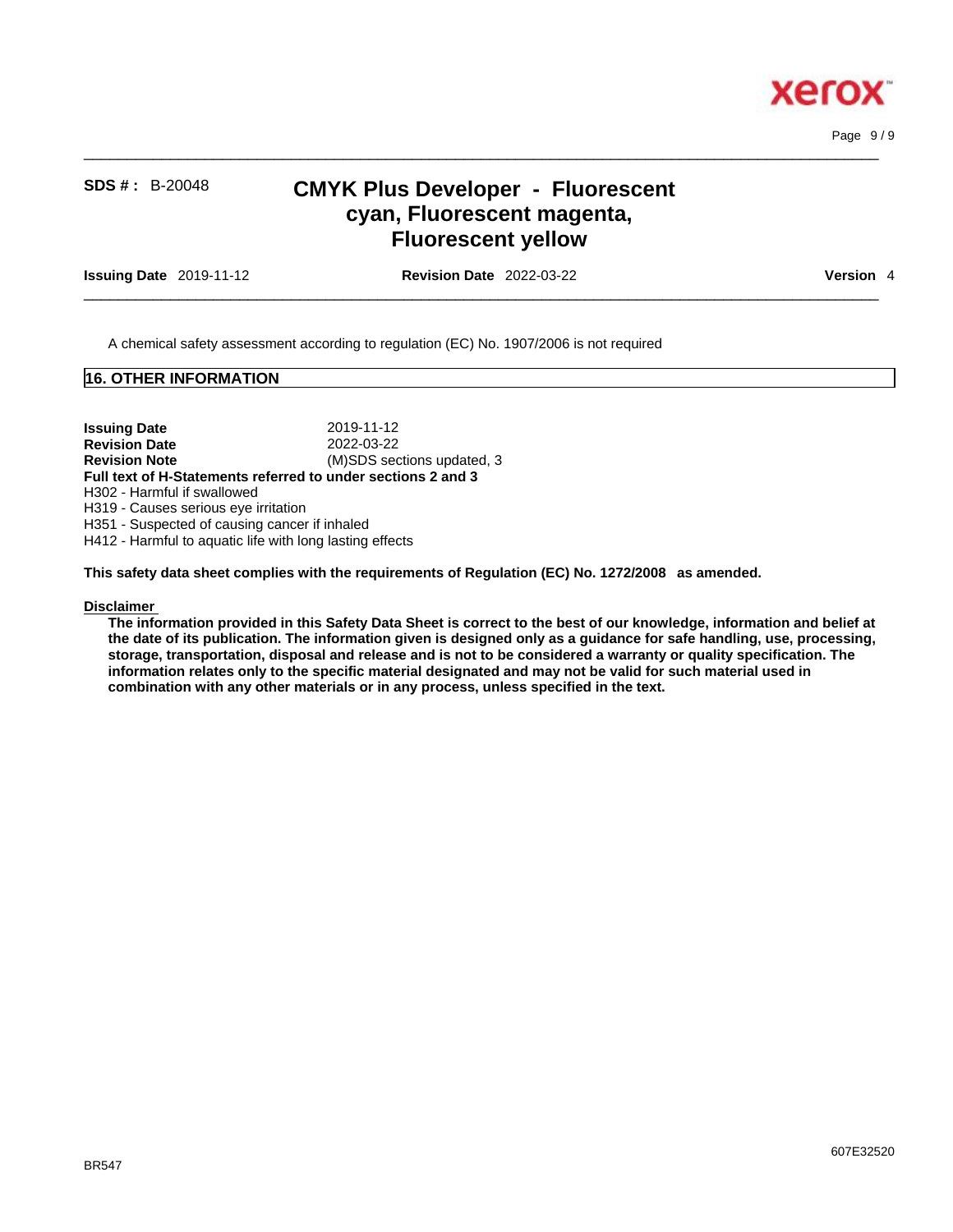A chemical safety assessment according to regulation (EC) No. 1907/2006 is not required

## 16. OTHER INFORMATION

**Issuing Date** 2019-11-12
**Revision Date** 2022-03-22
**Revision Note** (M)SDS sections updated, 3

**Full text of H-Statements referred to under sections 2 and 3**

H302 - Harmful if swallowed
H319 - Causes serious eye irritation
H351 - Suspected of causing cancer if inhaled
H412 - Harmful to aquatic life with long lasting effects

**This safety data sheet complies with the requirements of Regulation (EC) No. 1272/2008 as amended.**

**Disclaimer**

**The information provided in this Safety Data Sheet is correct to the best of our knowledge, information and belief at the date of its publication. The information given is designed only as a guidance for safe handling, use, processing, storage, transportation, disposal and release and is not to be considered a warranty or quality specification. The information relates only to the specific material designated and may not be valid for such material used in combination with any other materials or in any process, unless specified in the text.**